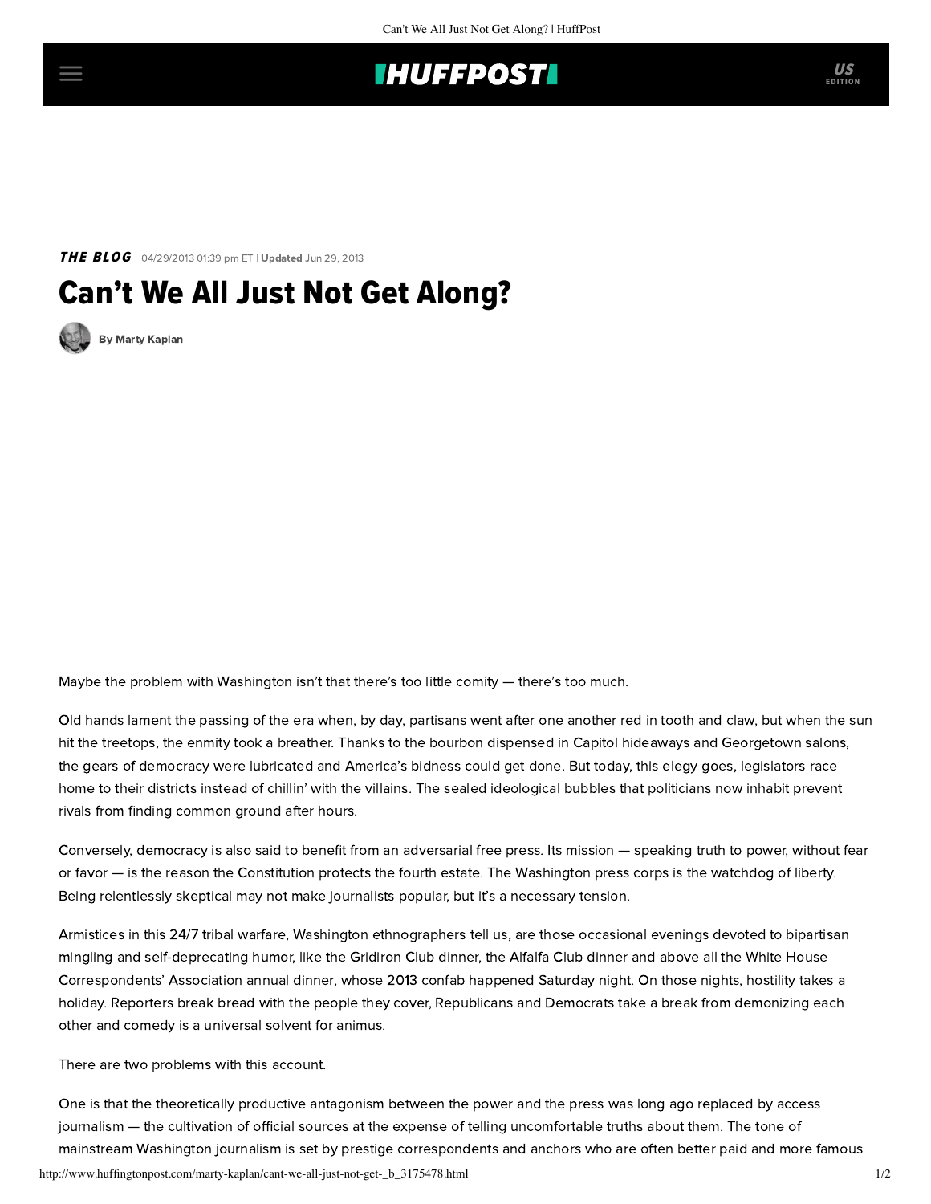**THE BLOG** 04/29/2013 01:39 pm ET | **Updated** Jun 29, 2013

# Can't We All Just Not Get Along?

By Marty Kaplan

Maybe the problem with Washington isn't that there's too little comity — there's too much.

Old hands lament the passing of the era when, by day, partisans went after one another red in tooth and claw, but when the sun hit the treetops, the enmity took a breather. Thanks to the bourbon dispensed in Capitol hideaways and Georgetown salons, the gears of democracy were lubricated and America's bidness could get done. But today, this elegy goes, legislators race home to their districts instead of chillin' with the villains. The sealed ideological bubbles that politicians now inhabit prevent rivals from finding common ground after hours.

Conversely, democracy is also said to benefit from an adversarial free press. Its mission — speaking truth to power, without fear or favor — is the reason the Constitution protects the fourth estate. The Washington press corps is the watchdog of liberty. Being relentlessly skeptical may not make journalists popular, but it's a necessary tension.

Armistices in this 24/7 tribal warfare, Washington ethnographers tell us, are those occasional evenings devoted to bipartisan mingling and self-deprecating humor, like the Gridiron Club dinner, the Alfalfa Club dinner and above all the White House Correspondents' Association annual dinner, whose 2013 confab happened Saturday night. On those nights, hostility takes a holiday. Reporters break bread with the people they cover, Republicans and Democrats take a break from demonizing each other and comedy is a universal solvent for animus.

There are two problems with this account.

One is that the theoretically productive antagonism between the power and the press was long ago replaced by access journalism — the cultivation of official sources at the expense of telling uncomfortable truths about them. The tone of mainstream Washington journalism is set by prestige correspondents and anchors who are often better paid and more famous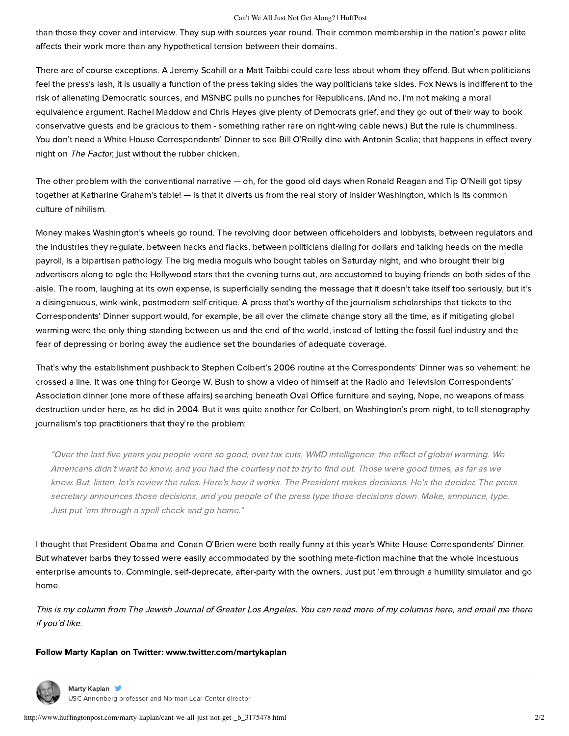than those they cover and interview. They sup with sources year round. Their common membership in the nation's power elite affects their work more than any hypothetical tension between their domains.

There are of course exceptions. A Jeremy Scahill or a Matt Taibbi could care less about whom they offend. But when politicians feel the press's lash, it is usually a function of the press taking sides the way politicians take sides. Fox News is indifferent to the risk of alienating Democratic sources, and MSNBC pulls no punches for Republicans. (And no, I'm not making a moral equivalence argument. Rachel Maddow and Chris Hayes give plenty of Democrats grief, and they go out of their way to book conservative guests and be gracious to them - something rather rare on right-wing cable news.) But the rule is chumminess. You don't need a White House Correspondents' Dinner to see Bill O'Reilly dine with Antonin Scalia; that happens in effect every night on *The Factor*, just without the rubber chicken.

The other problem with the conventional narrative — oh, for the good old days when Ronald Reagan and Tip O'Neill got tipsy together at Katharine Graham's table! — is that it diverts us from the real story of insider Washington, which is its common culture of nihilism.

Money makes Washington's wheels go round. The revolving door between officeholders and lobbyists, between regulators and the industries they regulate, between hacks and flacks, between politicians dialing for dollars and talking heads on the media payroll, is a bipartisan pathology. The big media moguls who bought tables on Saturday night, and who brought their big advertisers along to ogle the Hollywood stars that the evening turns out, are accustomed to buying friends on both sides of the aisle. The room, laughing at its own expense, is superficially sending the message that it doesn't take itself too seriously, but it's a disingenuous, wink-wink, postmodern self-critique. A press that's worthy of the journalism scholarships that tickets to the Correspondents' Dinner support would, for example, be all over the climate change story all the time, as if mitigating global warming were the only thing standing between us and the end of the world, instead of letting the fossil fuel industry and the fear of depressing or boring away the audience set the boundaries of adequate coverage.

That's why the establishment pushback to Stephen Colbert's 2006 routine at the Correspondents' Dinner was so vehement: he crossed a line. It was one thing for George W. Bush to show a video of himself at the Radio and Television Correspondents' Association dinner (one more of these affairs) searching beneath Oval Office furniture and saying, Nope, no weapons of mass destruction under here, as he did in 2004. But it was quite another for Colbert, on Washington's prom night, to tell stenography journalism's top practitioners that they're the problem:

> *"Over the last five years you people were so good, over tax cuts, WMD intelligence, the effect of global warming. We Americans didn't want to know, and you had the courtesy not to try to find out. Those were good times, as far as we knew. But, listen, let's review the rules. Here's how it works. The President makes decisions. He's the decider. The press secretary announces those decisions, and you people of the press type those decisions down. Make, announce, type. Just put 'em through a spell check and go home."*

I thought that President Obama and Conan O'Brien were both really funny at this year's White House Correspondents' Dinner. But whatever barbs they tossed were easily accommodated by the soothing meta-fiction machine that the whole incestuous enterprise amounts to. Commingle, self-deprecate, after-party with the owners. Just put 'em through a humility simulator and go home.

*This is my column from The Jewish Journal of Greater Los Angeles. You can read more of my columns here, and email me there if you'd like.*

**Follow Marty Kaplan on Twitter: www.twitter.com/martykaplan**

---

Marty Kaplan
USC Annenberg professor and Norman Lear Center director